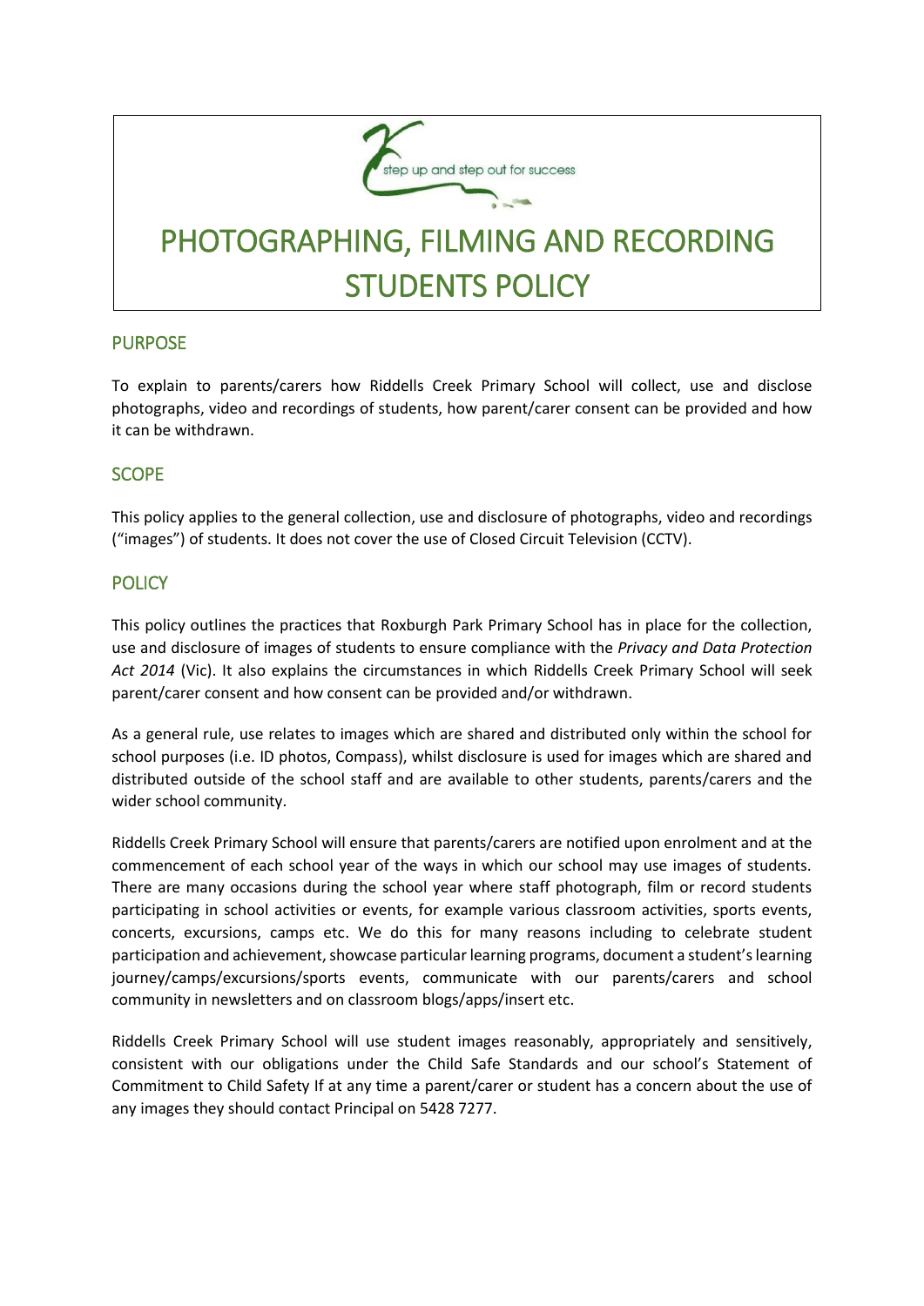step up and step out for success

# PHOTOGRAPHING, FILMING AND RECORDING STUDENTS POLICY

## PURPOSE

To explain to parents/carers how Riddells Creek Primary School will collect, use and disclose photographs, video and recordings of students, how parent/carer consent can be provided and how it can be withdrawn.

## SCOPE

This policy applies to the general collection, use and disclosure of photographs, video and recordings ("images") of students. It does not cover the use of Closed Circuit Television (CCTV).

## POLICY

This policy outlines the practices that Roxburgh Park Primary School has in place for the collection, use and disclosure of images of students to ensure compliance with the *Privacy and Data Protection Act 2014* (Vic). It also explains the circumstances in which Riddells Creek Primary School will seek parent/carer consent and how consent can be provided and/or withdrawn.

As a general rule, use relates to images which are shared and distributed only within the school for school purposes (i.e. ID photos, Compass), whilst disclosure is used for images which are shared and distributed outside of the school staff and are available to other students, parents/carers and the wider school community.

Riddells Creek Primary School will ensure that parents/carers are notified upon enrolment and at the commencement of each school year of the ways in which our school may use images of students. There are many occasions during the school year where staff photograph, film or record students participating in school activities or events, for example various classroom activities, sports events, concerts, excursions, camps etc. We do this for many reasons including to celebrate student participation and achievement, showcase particular learning programs, document a student's learning journey/camps/excursions/sports events, communicate with our parents/carers and school community in newsletters and on classroom blogs/apps/insert etc.

Riddells Creek Primary School will use student images reasonably, appropriately and sensitively, consistent with our obligations under the Child Safe Standards and our school's Statement of Commitment to Child Safety If at any time a parent/carer or student has a concern about the use of any images they should contact Principal on 5428 7277.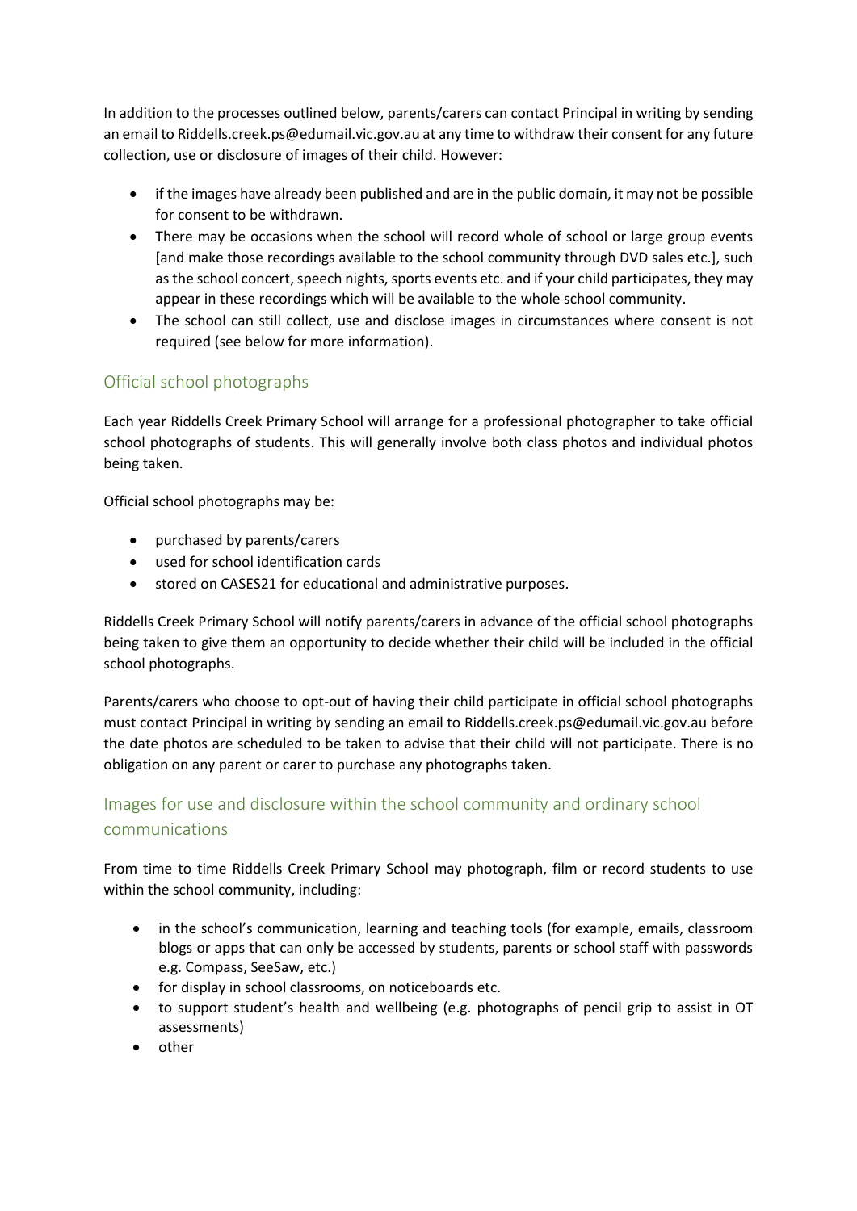In addition to the processes outlined below, parents/carers can contact Principal in writing by sending an email to Riddells.creek.ps@edumail.vic.gov.au at any time to withdraw their consent for any future collection, use or disclosure of images of their child. However:

- if the images have already been published and are in the public domain, it may not be possible for consent to be withdrawn.
- There may be occasions when the school will record whole of school or large group events [and make those recordings available to the school community through DVD sales etc.], such as the school concert, speech nights, sports events etc. and if your child participates, they may appear in these recordings which will be available to the whole school community.
- The school can still collect, use and disclose images in circumstances where consent is not required (see below for more information).

## Official school photographs

Each year Riddells Creek Primary School will arrange for a professional photographer to take official school photographs of students. This will generally involve both class photos and individual photos being taken.

Official school photographs may be:

- purchased by parents/carers
- used for school identification cards
- stored on CASES21 for educational and administrative purposes.

Riddells Creek Primary School will notify parents/carers in advance of the official school photographs being taken to give them an opportunity to decide whether their child will be included in the official school photographs.

Parents/carers who choose to opt-out of having their child participate in official school photographs must contact Principal in writing by sending an email to Riddells.creek.ps@edumail.vic.gov.au before the date photos are scheduled to be taken to advise that their child will not participate. There is no obligation on any parent or carer to purchase any photographs taken.

## Images for use and disclosure within the school community and ordinary school communications

From time to time Riddells Creek Primary School may photograph, film or record students to use within the school community, including:

- in the school's communication, learning and teaching tools (for example, emails, classroom blogs or apps that can only be accessed by students, parents or school staff with passwords e.g. Compass, SeeSaw, etc.)
- for display in school classrooms, on noticeboards etc.
- to support student's health and wellbeing (e.g. photographs of pencil grip to assist in OT assessments)
- other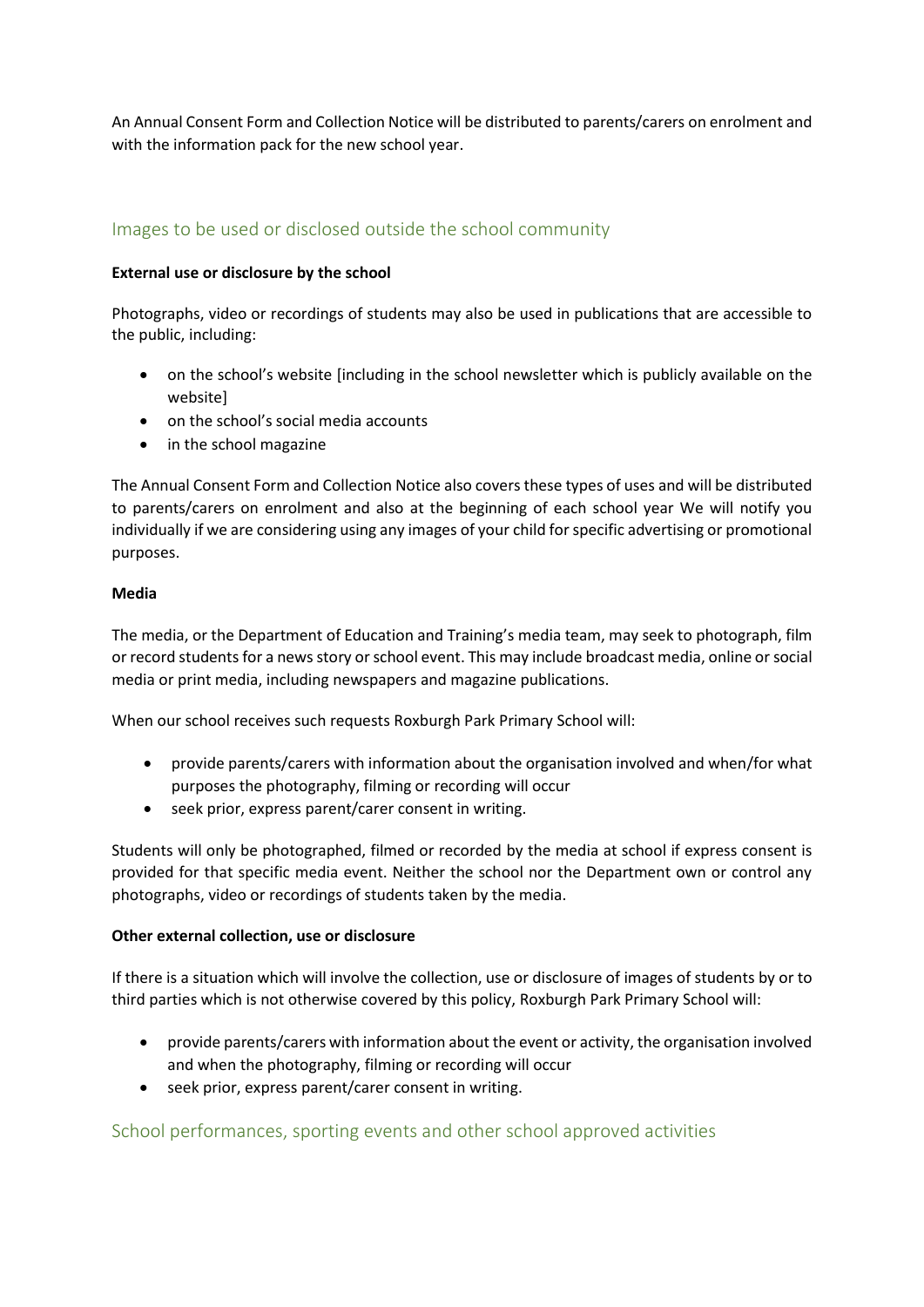An Annual Consent Form and Collection Notice will be distributed to parents/carers on enrolment and with the information pack for the new school year.

## Images to be used or disclosed outside the school community

**External use or disclosure by the school**

Photographs, video or recordings of students may also be used in publications that are accessible to the public, including:

- on the school's website [including in the school newsletter which is publicly available on the website]
- on the school's social media accounts
- in the school magazine

The Annual Consent Form and Collection Notice also covers these types of uses and will be distributed to parents/carers on enrolment and also at the beginning of each school year We will notify you individually if we are considering using any images of your child for specific advertising or promotional purposes.

**Media**

The media, or the Department of Education and Training's media team, may seek to photograph, film or record students for a news story or school event. This may include broadcast media, online or social media or print media, including newspapers and magazine publications.

When our school receives such requests Roxburgh Park Primary School will:

- provide parents/carers with information about the organisation involved and when/for what purposes the photography, filming or recording will occur
- seek prior, express parent/carer consent in writing.

Students will only be photographed, filmed or recorded by the media at school if express consent is provided for that specific media event. Neither the school nor the Department own or control any photographs, video or recordings of students taken by the media.

**Other external collection, use or disclosure**

If there is a situation which will involve the collection, use or disclosure of images of students by or to third parties which is not otherwise covered by this policy, Roxburgh Park Primary School will:

- provide parents/carers with information about the event or activity, the organisation involved and when the photography, filming or recording will occur
- seek prior, express parent/carer consent in writing.

## School performances, sporting events and other school approved activities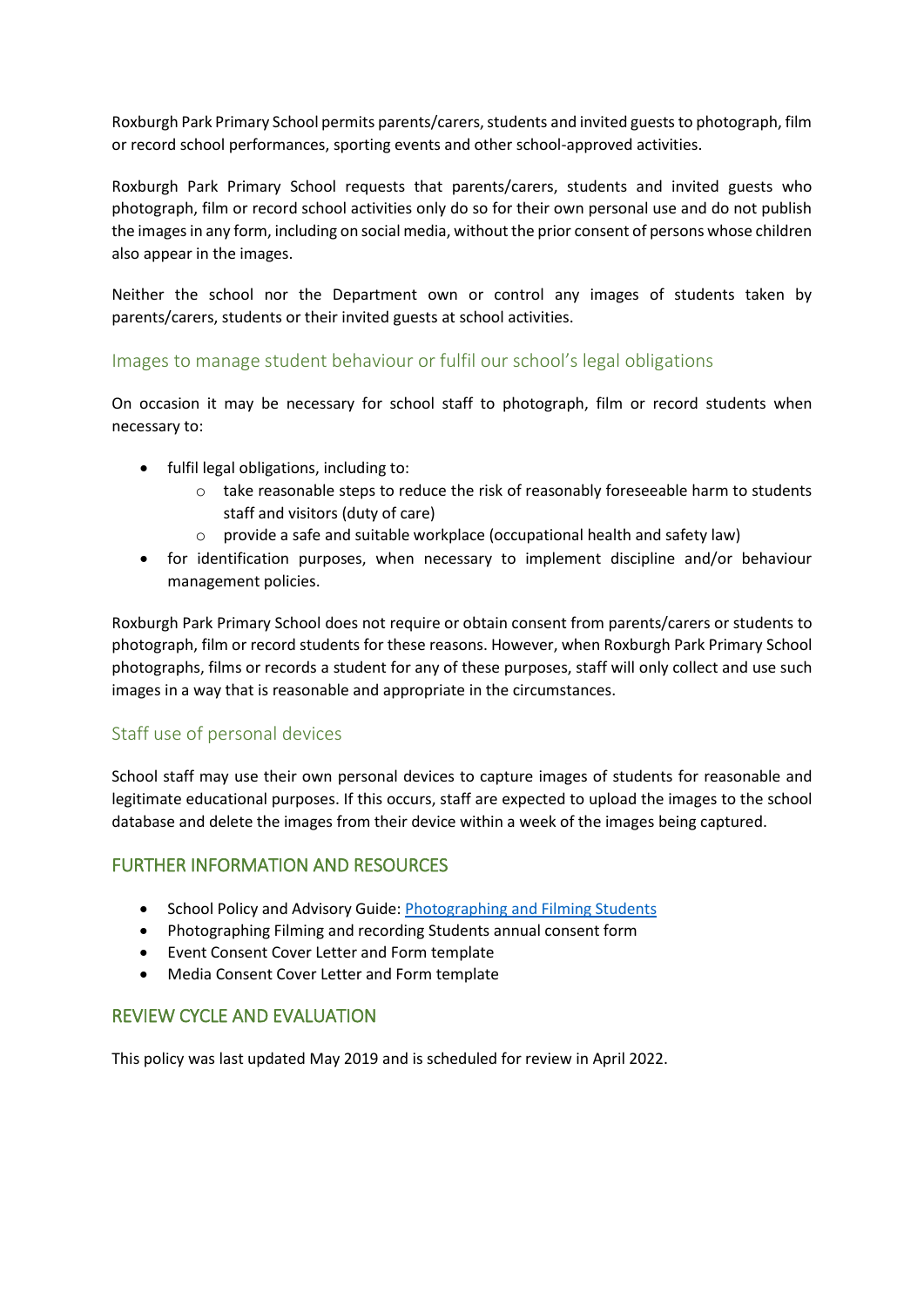Roxburgh Park Primary School permits parents/carers, students and invited guests to photograph, film or record school performances, sporting events and other school-approved activities.

Roxburgh Park Primary School requests that parents/carers, students and invited guests who photograph, film or record school activities only do so for their own personal use and do not publish the images in any form, including on social media, without the prior consent of persons whose children also appear in the images.

Neither the school nor the Department own or control any images of students taken by parents/carers, students or their invited guests at school activities.

### Images to manage student behaviour or fulfil our school's legal obligations

On occasion it may be necessary for school staff to photograph, film or record students when necessary to:

- fulfil legal obligations, including to:
    - take reasonable steps to reduce the risk of reasonably foreseeable harm to students staff and visitors (duty of care)
    - provide a safe and suitable workplace (occupational health and safety law)
- for identification purposes, when necessary to implement discipline and/or behaviour management policies.

Roxburgh Park Primary School does not require or obtain consent from parents/carers or students to photograph, film or record students for these reasons. However, when Roxburgh Park Primary School photographs, films or records a student for any of these purposes, staff will only collect and use such images in a way that is reasonable and appropriate in the circumstances.

### Staff use of personal devices

School staff may use their own personal devices to capture images of students for reasonable and legitimate educational purposes. If this occurs, staff are expected to upload the images to the school database and delete the images from their device within a week of the images being captured.

## FURTHER INFORMATION AND RESOURCES

- School Policy and Advisory Guide: Photographing and Filming Students
- Photographing Filming and recording Students annual consent form
- Event Consent Cover Letter and Form template
- Media Consent Cover Letter and Form template

## REVIEW CYCLE AND EVALUATION

This policy was last updated May 2019 and is scheduled for review in April 2022.